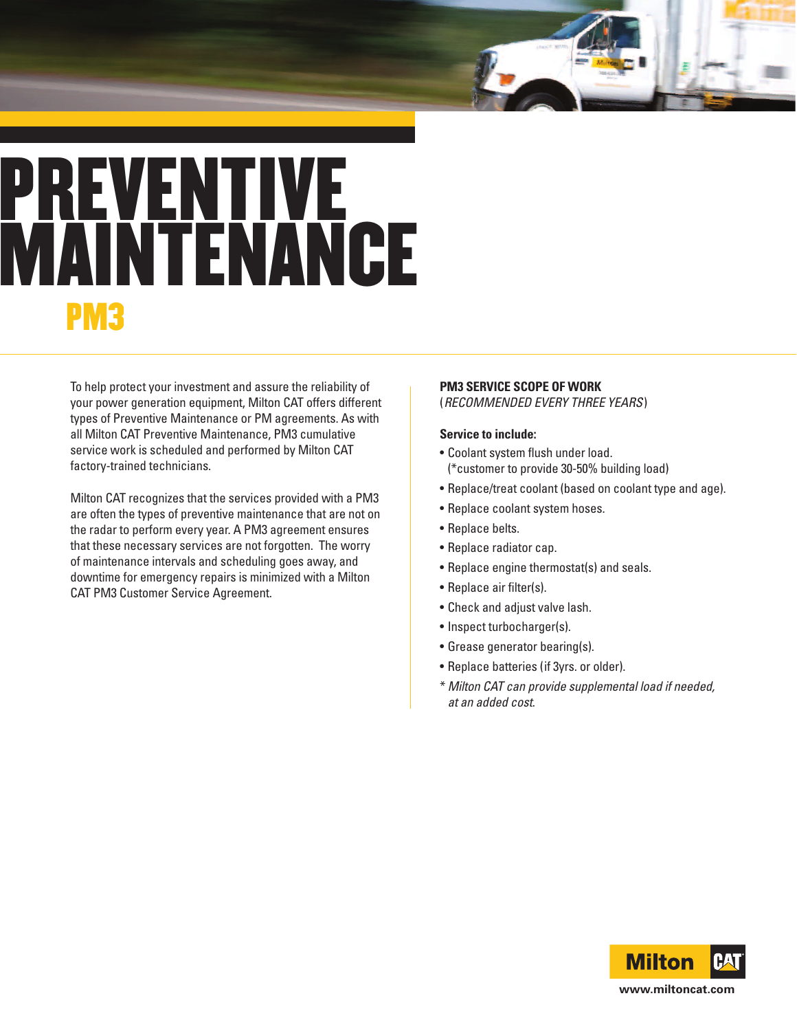# PREVENTIVE MAINTENANCE

## PM3

To help protect your investment and assure the reliability of your power generation equipment, Milton CAT offers different types of Preventive Maintenance or PM agreements. As with all Milton CAT Preventive Maintenance, PM3 cumulative service work is scheduled and performed by Milton CAT factory-trained technicians.

Milton CAT recognizes that the services provided with a PM3 are often the types of preventive maintenance that are not on the radar to perform every year. A PM3 agreement ensures that these necessary services are not forgotten. The worry of maintenance intervals and scheduling goes away, and downtime for emergency repairs is minimized with a Milton CAT PM3 Customer Service Agreement.

**PM3 SERVICE SCOPE OF WORK**
(*RECOMMENDED EVERY THREE YEARS*)

**Service to include:**

- Coolant system flush under load. (*customer to provide 30-50% building load)
- Replace/treat coolant (based on coolant type and age).
- Replace coolant system hoses.
- Replace belts.
- Replace radiator cap.
- Replace engine thermostat(s) and seals.
- Replace air filter(s).
- Check and adjust valve lash.
- Inspect turbocharger(s).
- Grease generator bearing(s).
- Replace batteries (if 3yrs. or older).

\* *Milton CAT can provide supplemental load if needed, at an added cost.*

Milton CAT

www.miltoncat.com